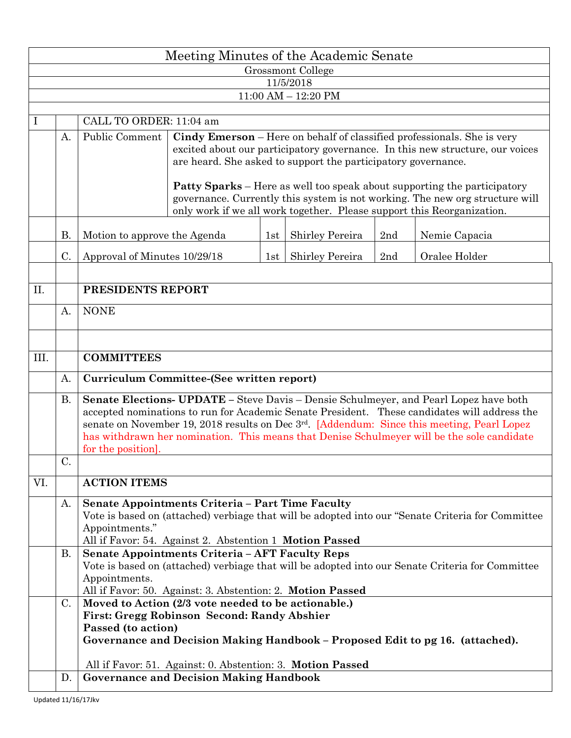# Meeting Minutes of the Academic Senate

Grossmont College

11/5/2018

11:00 AM – 12:20 PM

| | | | | | | | |
|---|---|---|---|---|---|---|---|
| I | | CALL TO ORDER: 11:04 am | | | | | |
| | A. | Public Comment | **Cindy Emerson** – Here on behalf of classified professionals. She is very excited about our participatory governance. In this new structure, our voices are heard. She asked to support the participatory governance.<br><br>**Patty Sparks** – Here as well too speak about supporting the participatory governance. Currently this system is not working. The new org structure will only work if we all work together. Please support this Reorganization. | | | | |
| | B. | Motion to approve the Agenda | | 1st | Shirley Pereira | 2nd | Nemie Capacia |
| | C. | Approval of Minutes 10/29/18 | | 1st | Shirley Pereira | 2nd | Oralee Holder |
| | | | | | | | |
| II. | | **PRESIDENTS REPORT** | | | | | |
| | A. | NONE | | | | | |
| | | | | | | | |
| III. | | **COMMITTEES** | | | | | |
| | A. | **Curriculum Committee-(See written report)** | | | | | |
| | B. | **Senate Elections- UPDATE** – Steve Davis – Densie Schulmeyer, and Pearl Lopez have both accepted nominations to run for Academic Senate President. These candidates will address the senate on November 19, 2018 results on Dec 3rd. [Addendum: Since this meeting, Pearl Lopez has withdrawn her nomination. This means that Denise Schulmeyer will be the sole candidate for the position]. | | | | | |
| | C. | | | | | | |
| VI. | | **ACTION ITEMS** | | | | | |
| | A. | **Senate Appointments Criteria – Part Time Faculty**<br>Vote is based on (attached) verbiage that will be adopted into our "Senate Criteria for Committee Appointments."<br>All if Favor: 54. Against 2. Abstention 1 **Motion Passed** | | | | | |
| | B. | **Senate Appointments Criteria – AFT Faculty Reps**<br>Vote is based on (attached) verbiage that will be adopted into our Senate Criteria for Committee Appointments.<br>All if Favor: 50. Against: 3. Abstention: 2. **Motion Passed** | | | | | |
| | C. | **Moved to Action (2/3 vote needed to be actionable.)**<br>**First: Gregg Robinson Second: Randy Abshier**<br>**Passed (to action)**<br>**Governance and Decision Making Handbook – Proposed Edit to pg 16. (attached).**<br><br>All if Favor: 51. Against: 0. Abstention: 3. **Motion Passed** | | | | | |
| | D. | **Governance and Decision Making Handbook** | | | | | |

Updated 11/16/17Jkv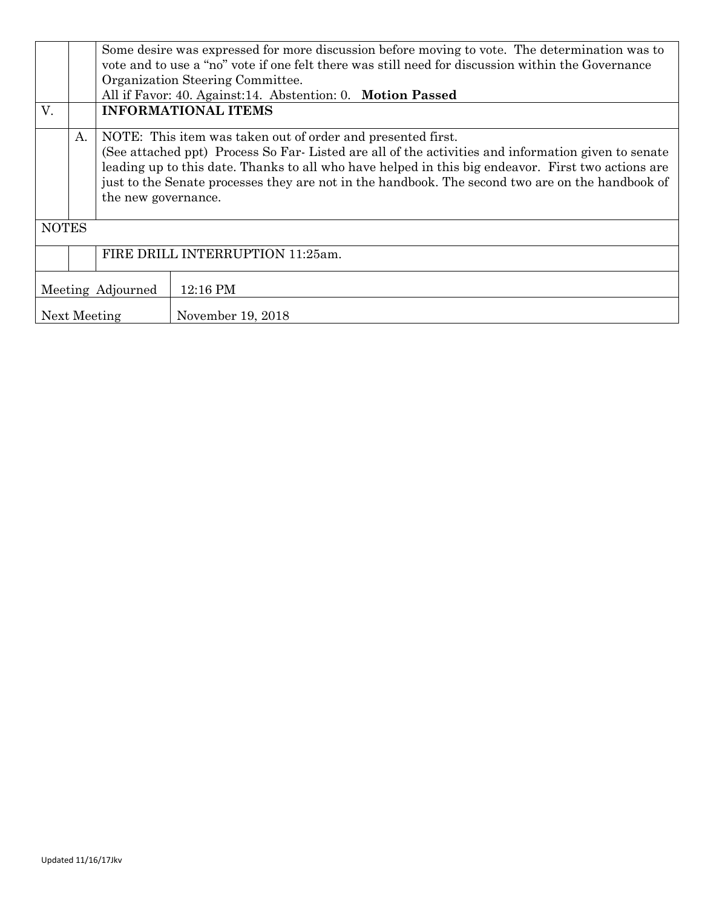|  |  |  |
|---|---|---|
|  |  | Some desire was expressed for more discussion before moving to vote. The determination was to vote and to use a "no" vote if one felt there was still need for discussion within the Governance Organization Steering Committee. All if Favor: 40. Against:14. Abstention: 0. **Motion Passed** |
| V. |  | **INFORMATIONAL ITEMS** |
|  | A. | NOTE: This item was taken out of order and presented first. (See attached ppt) Process So Far- Listed are all of the activities and information given to senate leading up to this date. Thanks to all who have helped in this big endeavor. First two actions are just to the Senate processes they are not in the handbook. The second two are on the handbook of the new governance. |
| NOTES |  |  |
|  |  | FIRE DRILL INTERRUPTION 11:25am. |

| | |
|---|---|
| Meeting Adjourned | 12:16 PM |
| Next Meeting | November 19, 2018 |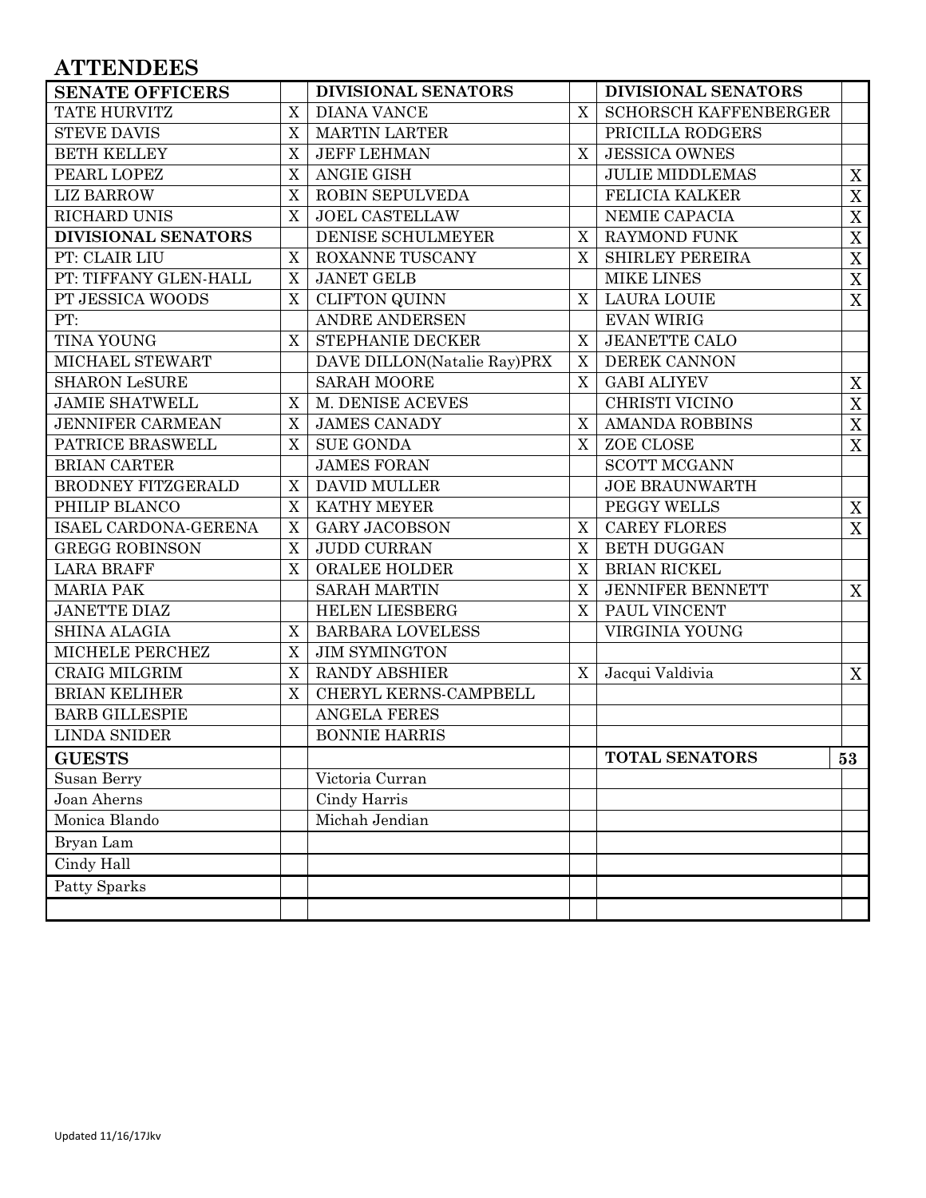## ATTENDEES

| SENATE OFFICERS | | DIVISIONAL SENATORS | | DIVISIONAL SENATORS | |
|---|---|---|---|---|---|
| TATE HURVITZ | X | DIANA VANCE | X | SCHORSCH KAFFENBERGER | |
| STEVE DAVIS | X | MARTIN LARTER | | PRICILLA RODGERS | |
| BETH KELLEY | X | JEFF LEHMAN | X | JESSICA OWNES | |
| PEARL LOPEZ | X | ANGIE GISH | | JULIE MIDDLEMAS | X |
| LIZ BARROW | X | ROBIN SEPULVEDA | | FELICIA KALKER | X |
| RICHARD UNIS | X | JOEL CASTELLAW | | NEMIE CAPACIA | X |
| **DIVISIONAL SENATORS** | | DENISE SCHULMEYER | X | RAYMOND FUNK | X |
| PT: CLAIR LIU | X | ROXANNE TUSCANY | X | SHIRLEY PEREIRA | X |
| PT: TIFFANY GLEN-HALL | X | JANET GELB | | MIKE LINES | X |
| PT JESSICA WOODS | X | CLIFTON QUINN | X | LAURA LOUIE | X |
| PT: | | ANDRE ANDERSEN | | EVAN WIRIG | |
| TINA YOUNG | X | STEPHANIE DECKER | X | JEANETTE CALO | |
| MICHAEL STEWART | | DAVE DILLON(Natalie Ray)PRX | X | DEREK CANNON | |
| SHARON LeSURE | | SARAH MOORE | X | GABI ALIYEV | X |
| JAMIE SHATWELL | X | M. DENISE ACEVES | | CHRISTI VICINO | X |
| JENNIFER CARMEAN | X | JAMES CANADY | X | AMANDA ROBBINS | X |
| PATRICE BRASWELL | X | SUE GONDA | X | ZOE CLOSE | X |
| BRIAN CARTER | | JAMES FORAN | | SCOTT MCGANN | |
| BRODNEY FITZGERALD | X | DAVID MULLER | | JOE BRAUNWARTH | |
| PHILIP BLANCO | X | KATHY MEYER | | PEGGY WELLS | X |
| ISAEL CARDONA-GERENA | X | GARY JACOBSON | X | CAREY FLORES | X |
| GREGG ROBINSON | X | JUDD CURRAN | X | BETH DUGGAN | |
| LARA BRAFF | X | ORALEE HOLDER | X | BRIAN RICKEL | |
| MARIA PAK | | SARAH MARTIN | X | JENNIFER BENNETT | X |
| JANETTE DIAZ | | HELEN LIESBERG | X | PAUL VINCENT | |
| SHINA ALAGIA | X | BARBARA LOVELESS | | VIRGINIA YOUNG | |
| MICHELE PERCHEZ | X | JIM SYMINGTON | | | |
| CRAIG MILGRIM | X | RANDY ABSHIER | X | Jacqui Valdivia | X |
| BRIAN KELIHER | X | CHERYL KERNS-CAMPBELL | | | |
| BARB GILLESPIE | | ANGELA FERES | | | |
| LINDA SNIDER | | BONNIE HARRIS | | | |
| **GUESTS** | | | | **TOTAL SENATORS** | **53** |
| Susan Berry | | Victoria Curran | | | |
| Joan Aherns | | Cindy Harris | | | |
| Monica Blando | | Michah Jendian | | | |
| Bryan Lam | | | | | |
| Cindy Hall | | | | | |
| Patty Sparks | | | | | |
| | | | | | |

Updated 11/16/17Jkv